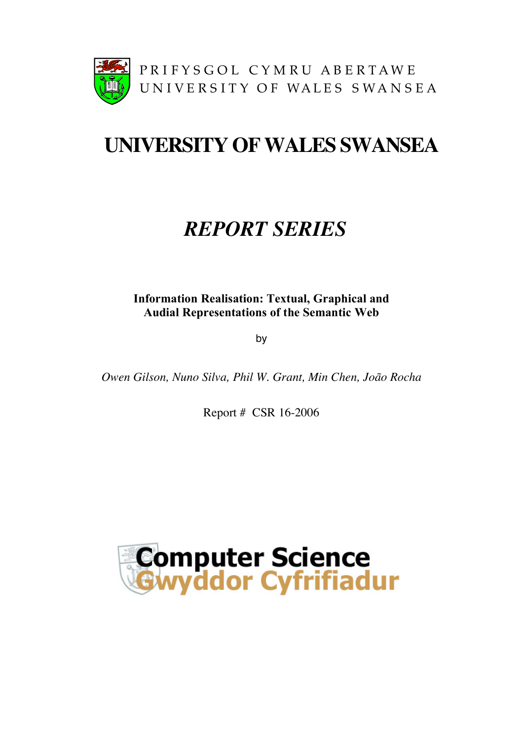PRIFYSGOL CYMRU ABERTAWE
UNIVERSITY OF WALES SWANSEA

# UNIVERSITY OF WALES SWANSEA

## *REPORT SERIES*

**Information Realisation: Textual, Graphical and Audial Representations of the Semantic Web**

by

*Owen Gilson, Nuno Silva, Phil W. Grant, Min Chen, João Rocha*

Report # CSR 16-2006

Computer Science
Gwyddor Cyfrifiadur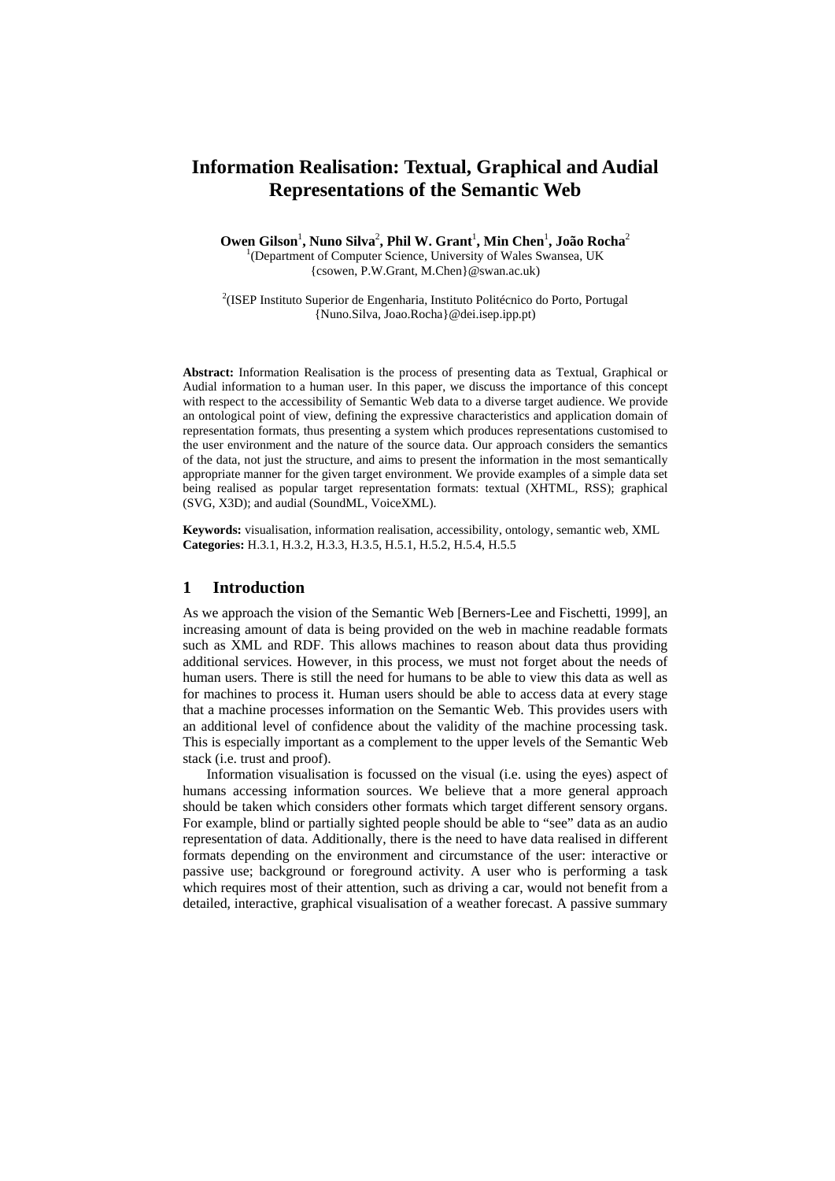# Information Realisation: Textual, Graphical and Audial Representations of the Semantic Web

**Owen Gilson**[1], **Nuno Silva**[2], **Phil W. Grant**[1], **Min Chen**[1], **João Rocha**[2]

[1](Department of Computer Science, University of Wales Swansea, UK
{csowen, P.W.Grant, M.Chen}@swan.ac.uk)

[2](ISEP Instituto Superior de Engenharia, Instituto Politécnico do Porto, Portugal
{Nuno.Silva, Joao.Rocha}@dei.isep.ipp.pt)

**Abstract:** Information Realisation is the process of presenting data as Textual, Graphical or Audial information to a human user. In this paper, we discuss the importance of this concept with respect to the accessibility of Semantic Web data to a diverse target audience. We provide an ontological point of view, defining the expressive characteristics and application domain of representation formats, thus presenting a system which produces representations customised to the user environment and the nature of the source data. Our approach considers the semantics of the data, not just the structure, and aims to present the information in the most semantically appropriate manner for the given target environment. We provide examples of a simple data set being realised as popular target representation formats: textual (XHTML, RSS); graphical (SVG, X3D); and audial (SoundML, VoiceXML).

**Keywords:** visualisation, information realisation, accessibility, ontology, semantic web, XML
**Categories:** H.3.1, H.3.2, H.3.3, H.3.5, H.5.1, H.5.2, H.5.4, H.5.5

## 1 Introduction

As we approach the vision of the Semantic Web [Berners-Lee and Fischetti, 1999], an increasing amount of data is being provided on the web in machine readable formats such as XML and RDF. This allows machines to reason about data thus providing additional services. However, in this process, we must not forget about the needs of human users. There is still the need for humans to be able to view this data as well as for machines to process it. Human users should be able to access data at every stage that a machine processes information on the Semantic Web. This provides users with an additional level of confidence about the validity of the machine processing task. This is especially important as a complement to the upper levels of the Semantic Web stack (i.e. trust and proof).

Information visualisation is focussed on the visual (i.e. using the eyes) aspect of humans accessing information sources. We believe that a more general approach should be taken which considers other formats which target different sensory organs. For example, blind or partially sighted people should be able to "see" data as an audio representation of data. Additionally, there is the need to have data realised in different formats depending on the environment and circumstance of the user: interactive or passive use; background or foreground activity. A user who is performing a task which requires most of their attention, such as driving a car, would not benefit from a detailed, interactive, graphical visualisation of a weather forecast. A passive summary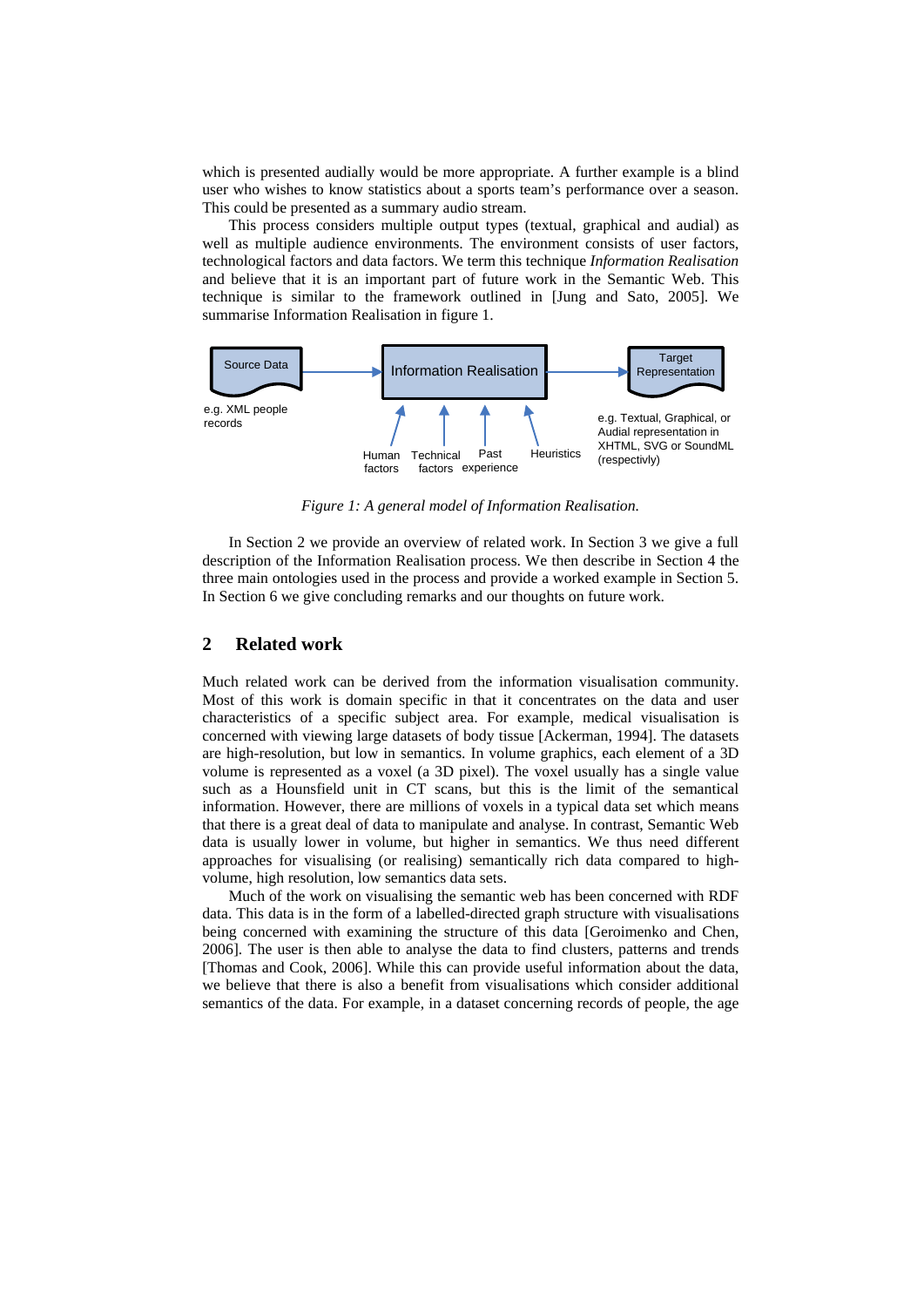which is presented audially would be more appropriate. A further example is a blind user who wishes to know statistics about a sports team's performance over a season. This could be presented as a summary audio stream.

This process considers multiple output types (textual, graphical and audial) as well as multiple audience environments. The environment consists of user factors, technological factors and data factors. We term this technique *Information Realisation* and believe that it is an important part of future work in the Semantic Web. This technique is similar to the framework outlined in [Jung and Sato, 2005]. We summarise Information Realisation in figure 1.

Source Data → Information Realisation → Target Representation

e.g. XML people records

Human factors, Technical factors, Past experience, Heuristics

e.g. Textual, Graphical, or Audial representation in XHTML, SVG or SoundML (respectivly)

*Figure 1: A general model of Information Realisation.*

In Section 2 we provide an overview of related work. In Section 3 we give a full description of the Information Realisation process. We then describe in Section 4 the three main ontologies used in the process and provide a worked example in Section 5. In Section 6 we give concluding remarks and our thoughts on future work.

## 2 Related work

Much related work can be derived from the information visualisation community. Most of this work is domain specific in that it concentrates on the data and user characteristics of a specific subject area. For example, medical visualisation is concerned with viewing large datasets of body tissue [Ackerman, 1994]. The datasets are high-resolution, but low in semantics. In volume graphics, each element of a 3D volume is represented as a voxel (a 3D pixel). The voxel usually has a single value such as a Hounsfield unit in CT scans, but this is the limit of the semantical information. However, there are millions of voxels in a typical data set which means that there is a great deal of data to manipulate and analyse. In contrast, Semantic Web data is usually lower in volume, but higher in semantics. We thus need different approaches for visualising (or realising) semantically rich data compared to high-volume, high resolution, low semantics data sets.

Much of the work on visualising the semantic web has been concerned with RDF data. This data is in the form of a labelled-directed graph structure with visualisations being concerned with examining the structure of this data [Geroimenko and Chen, 2006]. The user is then able to analyse the data to find clusters, patterns and trends [Thomas and Cook, 2006]. While this can provide useful information about the data, we believe that there is also a benefit from visualisations which consider additional semantics of the data. For example, in a dataset concerning records of people, the age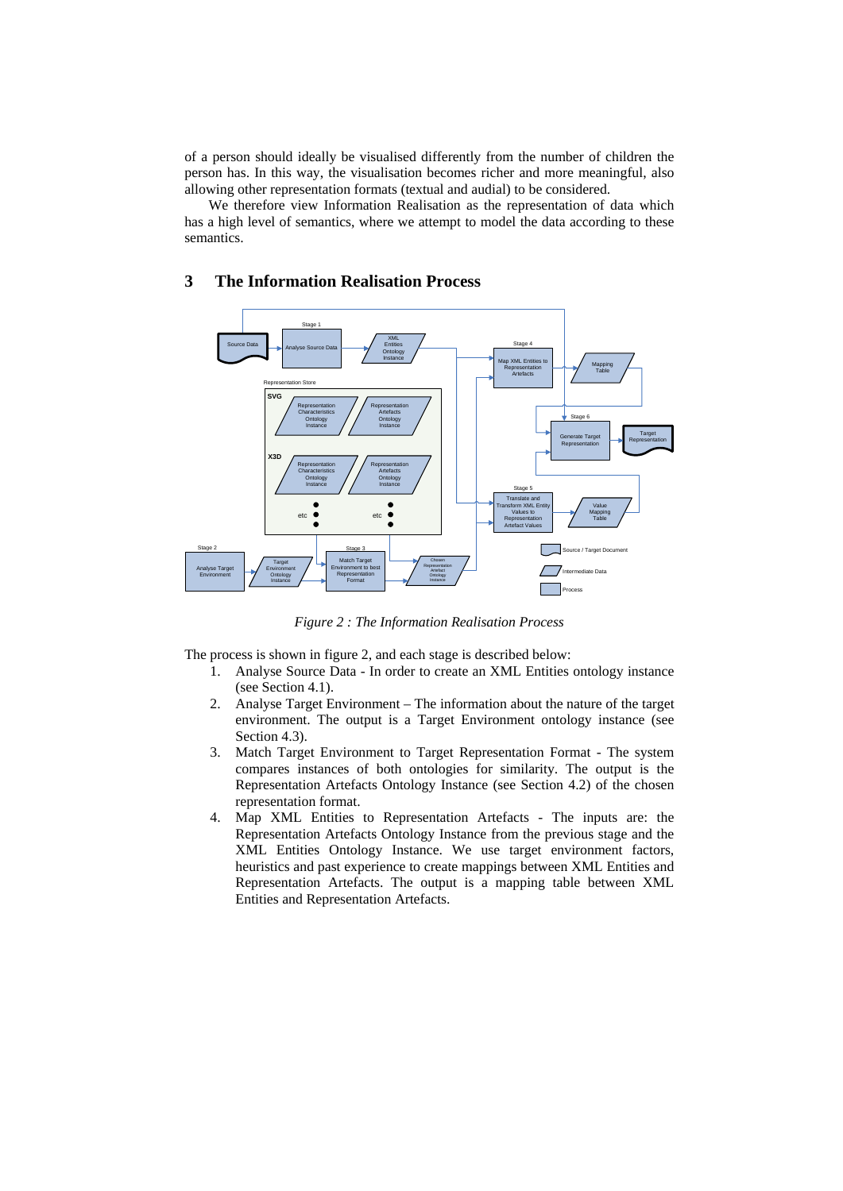of a person should ideally be visualised differently from the number of children the person has. In this way, the visualisation becomes richer and more meaningful, also allowing other representation formats (textual and audial) to be considered.

We therefore view Information Realisation as the representation of data which has a high level of semantics, where we attempt to model the data according to these semantics.

## 3 The Information Realisation Process

*Figure 2 : The Information Realisation Process*

The process is shown in figure 2, and each stage is described below:

1. Analyse Source Data - In order to create an XML Entities ontology instance (see Section 4.1).
2. Analyse Target Environment – The information about the nature of the target environment. The output is a Target Environment ontology instance (see Section 4.3).
3. Match Target Environment to Target Representation Format - The system compares instances of both ontologies for similarity. The output is the Representation Artefacts Ontology Instance (see Section 4.2) of the chosen representation format.
4. Map XML Entities to Representation Artefacts - The inputs are: the Representation Artefacts Ontology Instance from the previous stage and the XML Entities Ontology Instance. We use target environment factors, heuristics and past experience to create mappings between XML Entities and Representation Artefacts. The output is a mapping table between XML Entities and Representation Artefacts.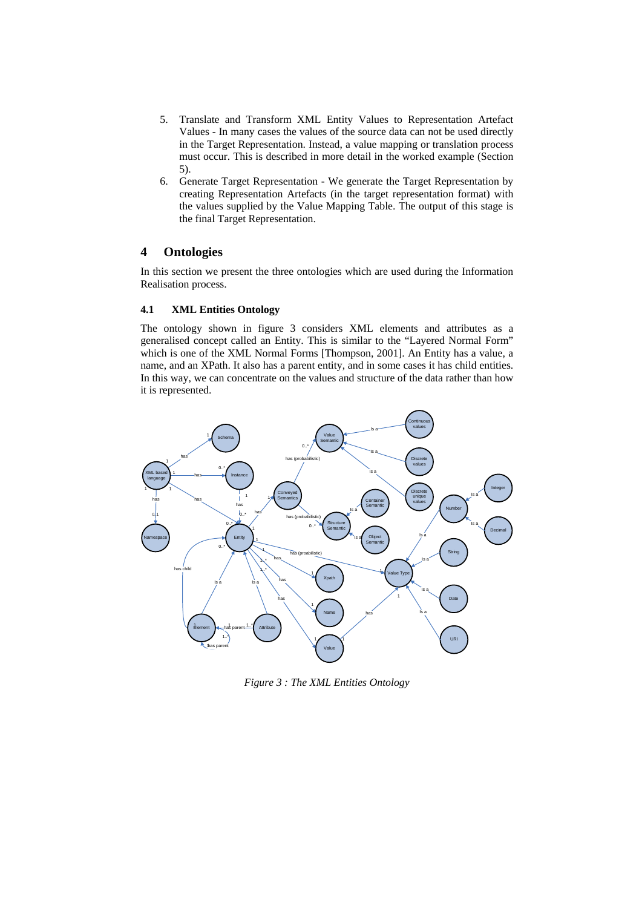5. Translate and Transform XML Entity Values to Representation Artefact Values - In many cases the values of the source data can not be used directly in the Target Representation. Instead, a value mapping or translation process must occur. This is described in more detail in the worked example (Section 5).
6. Generate Target Representation - We generate the Target Representation by creating Representation Artefacts (in the target representation format) with the values supplied by the Value Mapping Table. The output of this stage is the final Target Representation.

## 4 Ontologies

In this section we present the three ontologies which are used during the Information Realisation process.

### 4.1 XML Entities Ontology

The ontology shown in figure 3 considers XML elements and attributes as a generalised concept called an Entity. This is similar to the "Layered Normal Form" which is one of the XML Normal Forms [Thompson, 2001]. An Entity has a value, a name, and an XPath. It also has a parent entity, and in some cases it has child entities. In this way, we can concentrate on the values and structure of the data rather than how it is represented.

*Figure 3 : The XML Entities Ontology*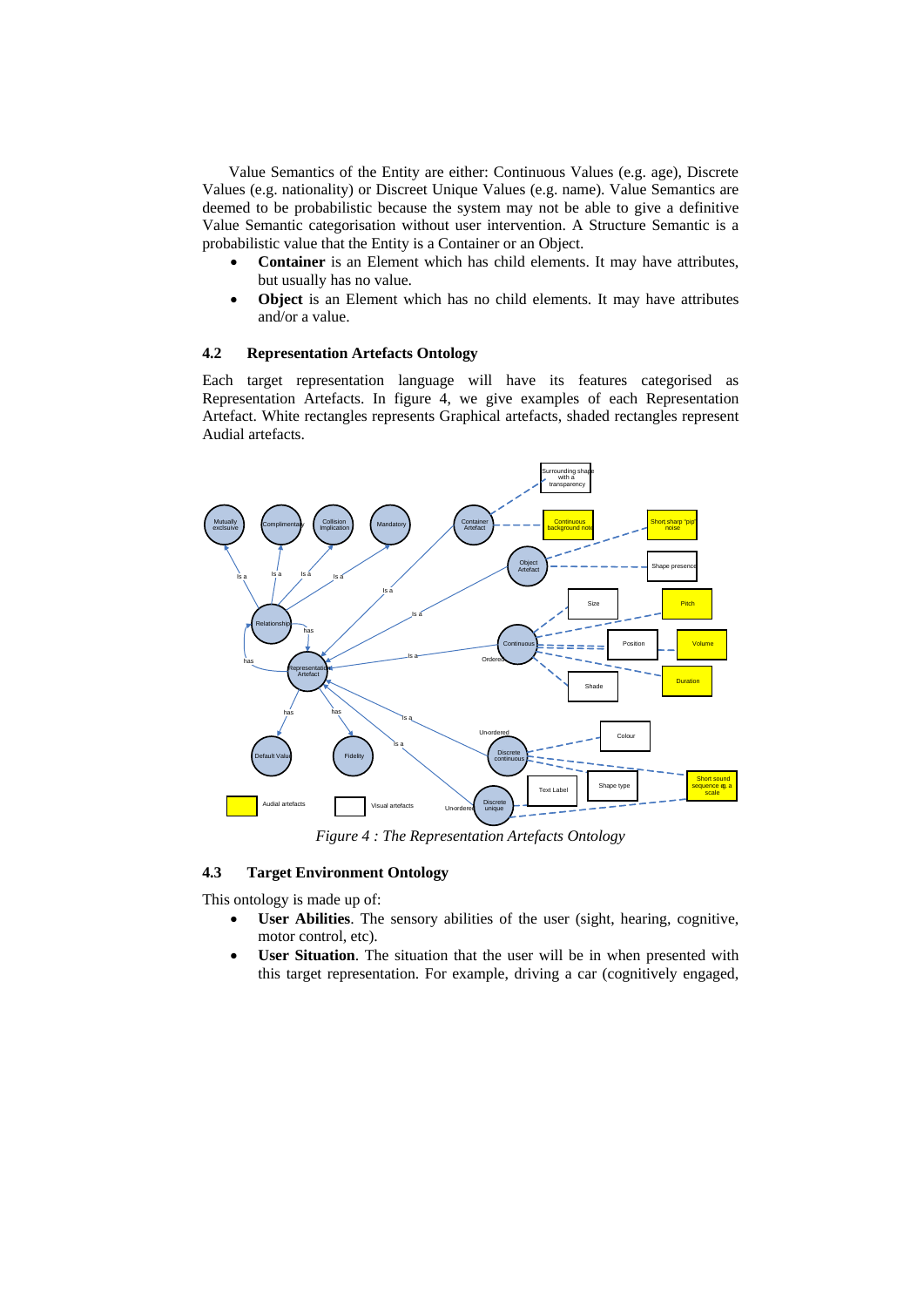Value Semantics of the Entity are either: Continuous Values (e.g. age), Discrete Values (e.g. nationality) or Discreet Unique Values (e.g. name). Value Semantics are deemed to be probabilistic because the system may not be able to give a definitive Value Semantic categorisation without user intervention. A Structure Semantic is a probabilistic value that the Entity is a Container or an Object.

- **Container** is an Element which has child elements. It may have attributes, but usually has no value.
- **Object** is an Element which has no child elements. It may have attributes and/or a value.

### 4.2 Representation Artefacts Ontology

Each target representation language will have its features categorised as Representation Artefacts. In figure 4, we give examples of each Representation Artefact. White rectangles represents Graphical artefacts, shaded rectangles represent Audial artefacts.

*Figure 4 : The Representation Artefacts Ontology*

### 4.3 Target Environment Ontology

This ontology is made up of:

- **User Abilities**. The sensory abilities of the user (sight, hearing, cognitive, motor control, etc).
- **User Situation**. The situation that the user will be in when presented with this target representation. For example, driving a car (cognitively engaged,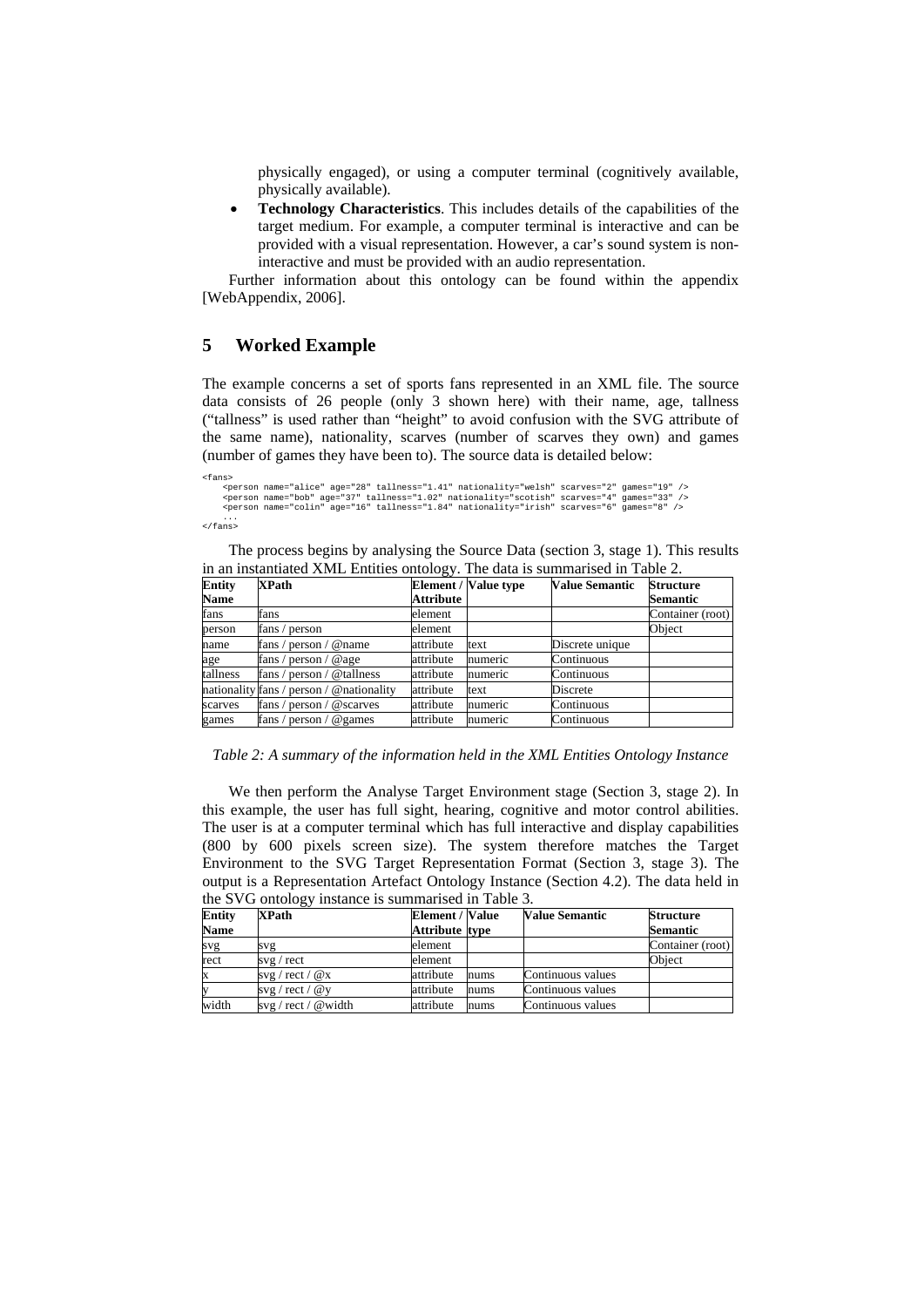physically engaged), or using a computer terminal (cognitively available, physically available).

- **Technology Characteristics**. This includes details of the capabilities of the target medium. For example, a computer terminal is interactive and can be provided with a visual representation. However, a car's sound system is non-interactive and must be provided with an audio representation.

Further information about this ontology can be found within the appendix [WebAppendix, 2006].

## 5 Worked Example

The example concerns a set of sports fans represented in an XML file. The source data consists of 26 people (only 3 shown here) with their name, age, tallness ("tallness" is used rather than "height" to avoid confusion with the SVG attribute of the same name), nationality, scarves (number of scarves they own) and games (number of games they have been to). The source data is detailed below:

```
<fans>
    <person name="alice" age="28" tallness="1.41" nationality="welsh" scarves="2" games="19" />
    <person name="bob" age="37" tallness="1.02" nationality="scotish" scarves="4" games="33" />
    <person name="colin" age="16" tallness="1.84" nationality="irish" scarves="6" games="8" />
    ...
</fans>
```

The process begins by analysing the Source Data (section 3, stage 1). This results in an instantiated XML Entities ontology. The data is summarised in Table 2.

| Entity Name | XPath | Element / Attribute | Value type | Value Semantic | Structure Semantic |
|---|---|---|---|---|---|
| fans | fans | element | | | Container (root) |
| person | fans / person | element | | | Object |
| name | fans / person / @name | attribute | text | Discrete unique | |
| age | fans / person / @age | attribute | numeric | Continuous | |
| tallness | fans / person / @tallness | attribute | numeric | Continuous | |
| nationality | fans / person / @nationality | attribute | text | Discrete | |
| scarves | fans / person / @scarves | attribute | numeric | Continuous | |
| games | fans / person / @games | attribute | numeric | Continuous | |

*Table 2: A summary of the information held in the XML Entities Ontology Instance*

We then perform the Analyse Target Environment stage (Section 3, stage 2). In this example, the user has full sight, hearing, cognitive and motor control abilities. The user is at a computer terminal which has full interactive and display capabilities (800 by 600 pixels screen size). The system therefore matches the Target Environment to the SVG Target Representation Format (Section 3, stage 3). The output is a Representation Artefact Ontology Instance (Section 4.2). The data held in the SVG ontology instance is summarised in Table 3.

| Entity Name | XPath | Element / Attribute | Value type | Value Semantic | Structure Semantic |
|---|---|---|---|---|---|
| svg | svg | element | | | Container (root) |
| rect | svg / rect | element | | | Object |
| x | svg / rect / @x | attribute | nums | Continuous values | |
| y | svg / rect / @y | attribute | nums | Continuous values | |
| width | svg / rect / @width | attribute | nums | Continuous values | |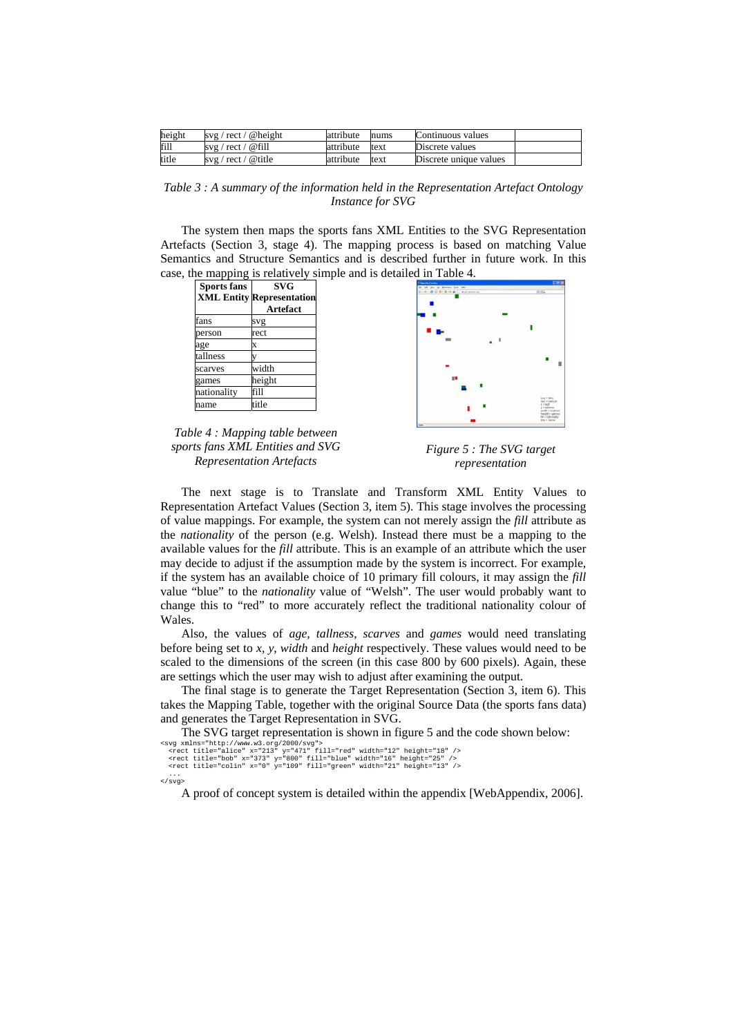| height | svg / rect / @height | attribute | nums | Continuous values | |
|---|---|---|---|---|---|
| fill | svg / rect / @fill | attribute | text | Discrete values | |
| title | svg / rect / @title | attribute | text | Discrete unique values | |

*Table 3 : A summary of the information held in the Representation Artefact Ontology Instance for SVG*

The system then maps the sports fans XML Entities to the SVG Representation Artefacts (Section 3, stage 4). The mapping process is based on matching Value Semantics and Structure Semantics and is described further in future work. In this case, the mapping is relatively simple and is detailed in Table 4.

| Sports fans XML Entity | SVG Representation Artefact |
|---|---|
| fans | svg |
| person | rect |
| age | x |
| tallness | y |
| scarves | width |
| games | height |
| nationality | fill |
| name | title |

*Table 4 : Mapping table between sports fans XML Entities and SVG Representation Artefacts*

*Figure 5 : The SVG target representation*

The next stage is to Translate and Transform XML Entity Values to Representation Artefact Values (Section 3, item 5). This stage involves the processing of value mappings. For example, the system can not merely assign the *fill* attribute as the *nationality* of the person (e.g. Welsh). Instead there must be a mapping to the available values for the *fill* attribute. This is an example of an attribute which the user may decide to adjust if the assumption made by the system is incorrect. For example, if the system has an available choice of 10 primary fill colours, it may assign the *fill* value "blue" to the *nationality* value of "Welsh". The user would probably want to change this to "red" to more accurately reflect the traditional nationality colour of Wales.

Also, the values of *age*, *tallness*, *scarves* and *games* would need translating before being set to *x*, *y*, *width* and *height* respectively. These values would need to be scaled to the dimensions of the screen (in this case 800 by 600 pixels). Again, these are settings which the user may wish to adjust after examining the output.

The final stage is to generate the Target Representation (Section 3, item 6). This takes the Mapping Table, together with the original Source Data (the sports fans data) and generates the Target Representation in SVG.

The SVG target representation is shown in figure 5 and the code shown below:

```
<svg xmlns="http://www.w3.org/2000/svg">
  <rect title="alice" x="213" y="471" fill="red" width="12" height="18" />
  <rect title="bob" x="373" y="800" fill="blue" width="16" height="25" />
  <rect title="colin" x="0" y="109" fill="green" width="21" height="13" />
  ...
</svg>
```

A proof of concept system is detailed within the appendix [WebAppendix, 2006].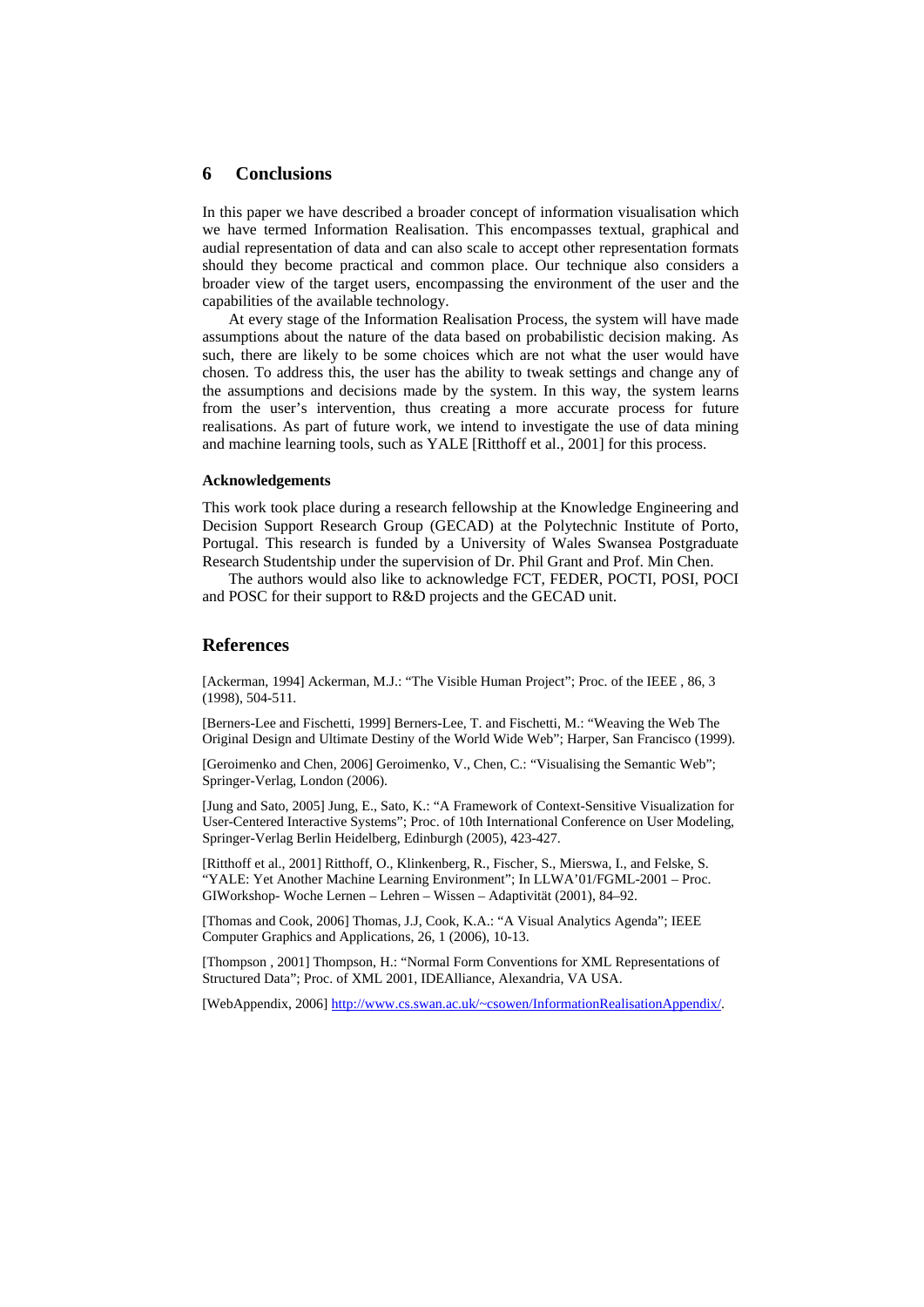## 6 Conclusions

In this paper we have described a broader concept of information visualisation which we have termed Information Realisation. This encompasses textual, graphical and audial representation of data and can also scale to accept other representation formats should they become practical and common place. Our technique also considers a broader view of the target users, encompassing the environment of the user and the capabilities of the available technology.

At every stage of the Information Realisation Process, the system will have made assumptions about the nature of the data based on probabilistic decision making. As such, there are likely to be some choices which are not what the user would have chosen. To address this, the user has the ability to tweak settings and change any of the assumptions and decisions made by the system. In this way, the system learns from the user's intervention, thus creating a more accurate process for future realisations. As part of future work, we intend to investigate the use of data mining and machine learning tools, such as YALE [Ritthoff et al., 2001] for this process.

### Acknowledgements

This work took place during a research fellowship at the Knowledge Engineering and Decision Support Research Group (GECAD) at the Polytechnic Institute of Porto, Portugal. This research is funded by a University of Wales Swansea Postgraduate Research Studentship under the supervision of Dr. Phil Grant and Prof. Min Chen.

The authors would also like to acknowledge FCT, FEDER, POCTI, POSI, POCI and POSC for their support to R&D projects and the GECAD unit.

## References

[Ackerman, 1994] Ackerman, M.J.: "The Visible Human Project"; Proc. of the IEEE , 86, 3 (1998), 504-511.

[Berners-Lee and Fischetti, 1999] Berners-Lee, T. and Fischetti, M.: "Weaving the Web The Original Design and Ultimate Destiny of the World Wide Web"; Harper, San Francisco (1999).

[Geroimenko and Chen, 2006] Geroimenko, V., Chen, C.: "Visualising the Semantic Web"; Springer-Verlag, London (2006).

[Jung and Sato, 2005] Jung, E., Sato, K.: "A Framework of Context-Sensitive Visualization for User-Centered Interactive Systems"; Proc. of 10th International Conference on User Modeling, Springer-Verlag Berlin Heidelberg, Edinburgh (2005), 423-427.

[Ritthoff et al., 2001] Ritthoff, O., Klinkenberg, R., Fischer, S., Mierswa, I., and Felske, S. "YALE: Yet Another Machine Learning Environment"; In LLWA'01/FGML-2001 – Proc. GIWorkshop- Woche Lernen – Lehren – Wissen – Adaptivität (2001), 84–92.

[Thomas and Cook, 2006] Thomas, J.J, Cook, K.A.: "A Visual Analytics Agenda"; IEEE Computer Graphics and Applications, 26, 1 (2006), 10-13.

[Thompson , 2001] Thompson, H.: "Normal Form Conventions for XML Representations of Structured Data"; Proc. of XML 2001, IDEAlliance, Alexandria, VA USA.

[WebAppendix, 2006] http://www.cs.swan.ac.uk/~csowen/InformationRealisationAppendix/.